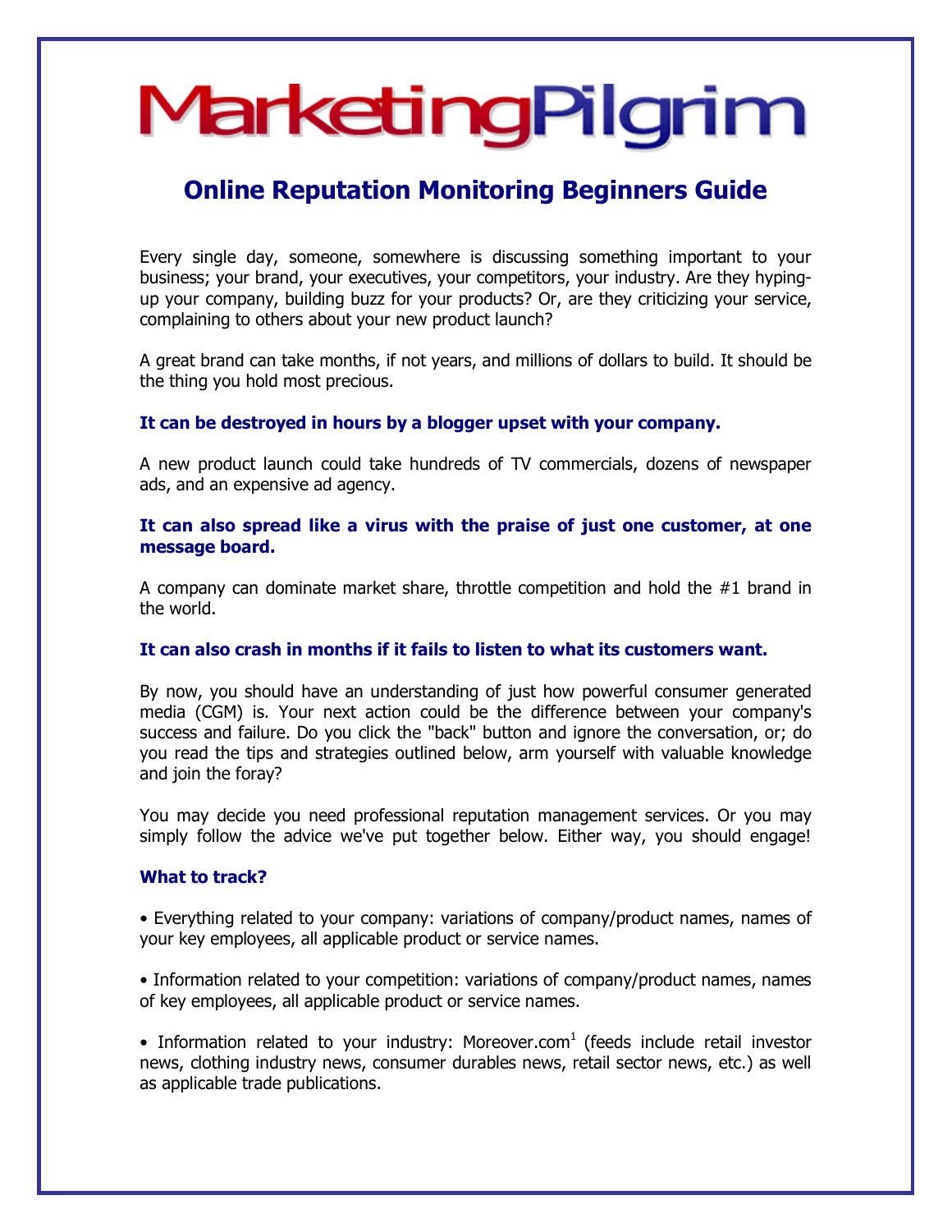# MarketingPilgrim

## Online Reputation Monitoring Beginners Guide

Every single day, someone, somewhere is discussing something important to your business; your brand, your executives, your competitors, your industry. Are they hyping-up your company, building buzz for your products? Or, are they criticizing your service, complaining to others about your new product launch?

A great brand can take months, if not years, and millions of dollars to build. It should be the thing you hold most precious.

**It can be destroyed in hours by a blogger upset with your company.**

A new product launch could take hundreds of TV commercials, dozens of newspaper ads, and an expensive ad agency.

**It can also spread like a virus with the praise of just one customer, at one message board.**

A company can dominate market share, throttle competition and hold the #1 brand in the world.

**It can also crash in months if it fails to listen to what its customers want.**

By now, you should have an understanding of just how powerful consumer generated media (CGM) is. Your next action could be the difference between your company's success and failure. Do you click the "back" button and ignore the conversation, or; do you read the tips and strategies outlined below, arm yourself with valuable knowledge and join the foray?

You may decide you need professional reputation management services. Or you may simply follow the advice we've put together below. Either way, you should engage!

### What to track?

- Everything related to your company: variations of company/product names, names of your key employees, all applicable product or service names.

- Information related to your competition: variations of company/product names, names of key employees, all applicable product or service names.

- Information related to your industry: Moreover.com[1] (feeds include retail investor news, clothing industry news, consumer durables news, retail sector news, etc.) as well as applicable trade publications.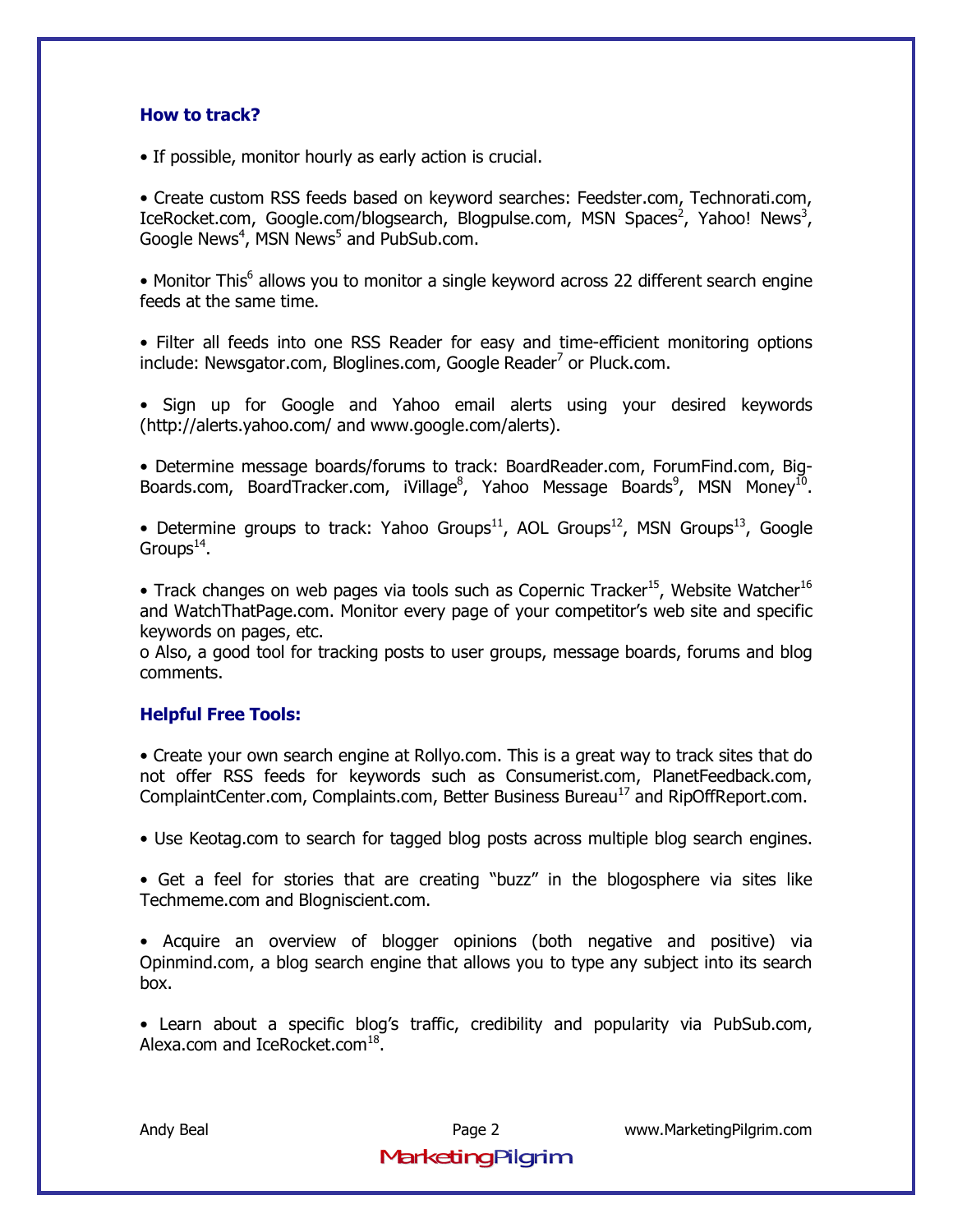### How to track?

- If possible, monitor hourly as early action is crucial.

- Create custom RSS feeds based on keyword searches: Feedster.com, Technorati.com, IceRocket.com, Google.com/blogsearch, Blogpulse.com, MSN Spaces[2], Yahoo! News[3], Google News[4], MSN News[5] and PubSub.com.

- Monitor This[6] allows you to monitor a single keyword across 22 different search engine feeds at the same time.

- Filter all feeds into one RSS Reader for easy and time-efficient monitoring options include: Newsgator.com, Bloglines.com, Google Reader[7] or Pluck.com.

- Sign up for Google and Yahoo email alerts using your desired keywords (http://alerts.yahoo.com/ and www.google.com/alerts).

- Determine message boards/forums to track: BoardReader.com, ForumFind.com, Big-Boards.com, BoardTracker.com, iVillage[8], Yahoo Message Boards[9], MSN Money[10].

- Determine groups to track: Yahoo Groups[11], AOL Groups[12], MSN Groups[13], Google Groups[14].

- Track changes on web pages via tools such as Copernic Tracker[15], Website Watcher[16] and WatchThatPage.com. Monitor every page of your competitor's web site and specific keywords on pages, etc.
  - Also, a good tool for tracking posts to user groups, message boards, forums and blog comments.

### Helpful Free Tools:

- Create your own search engine at Rollyo.com. This is a great way to track sites that do not offer RSS feeds for keywords such as Consumerist.com, PlanetFeedback.com, ComplaintCenter.com, Complaints.com, Better Business Bureau[17] and RipOffReport.com.

- Use Keotag.com to search for tagged blog posts across multiple blog search engines.

- Get a feel for stories that are creating "buzz" in the blogosphere via sites like Techmeme.com and Blogniscient.com.

- Acquire an overview of blogger opinions (both negative and positive) via Opinmind.com, a blog search engine that allows you to type any subject into its search box.

- Learn about a specific blog's traffic, credibility and popularity via PubSub.com, Alexa.com and IceRocket.com[18].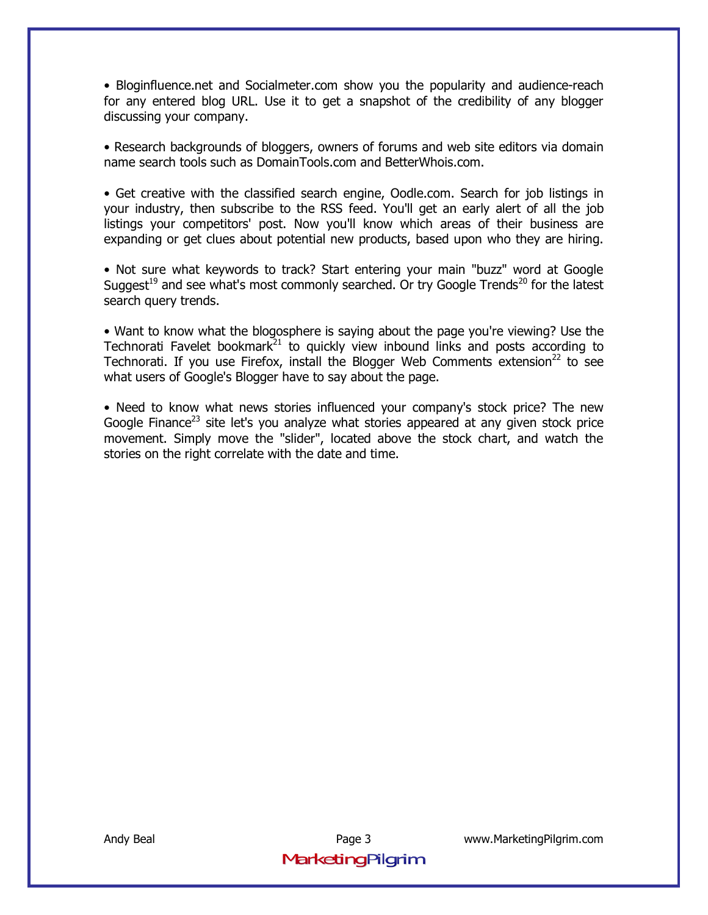• Bloginfluence.net and Socialmeter.com show you the popularity and audience-reach for any entered blog URL. Use it to get a snapshot of the credibility of any blogger discussing your company.

• Research backgrounds of bloggers, owners of forums and web site editors via domain name search tools such as DomainTools.com and BetterWhois.com.

• Get creative with the classified search engine, Oodle.com. Search for job listings in your industry, then subscribe to the RSS feed. You'll get an early alert of all the job listings your competitors' post. Now you'll know which areas of their business are expanding or get clues about potential new products, based upon who they are hiring.

• Not sure what keywords to track? Start entering your main "buzz" word at Google Suggest[19] and see what's most commonly searched. Or try Google Trends[20] for the latest search query trends.

• Want to know what the blogosphere is saying about the page you're viewing? Use the Technorati Favelet bookmark[21] to quickly view inbound links and posts according to Technorati. If you use Firefox, install the Blogger Web Comments extension[22] to see what users of Google's Blogger have to say about the page.

• Need to know what news stories influenced your company's stock price? The new Google Finance[23] site let's you analyze what stories appeared at any given stock price movement. Simply move the "slider", located above the stock chart, and watch the stories on the right correlate with the date and time.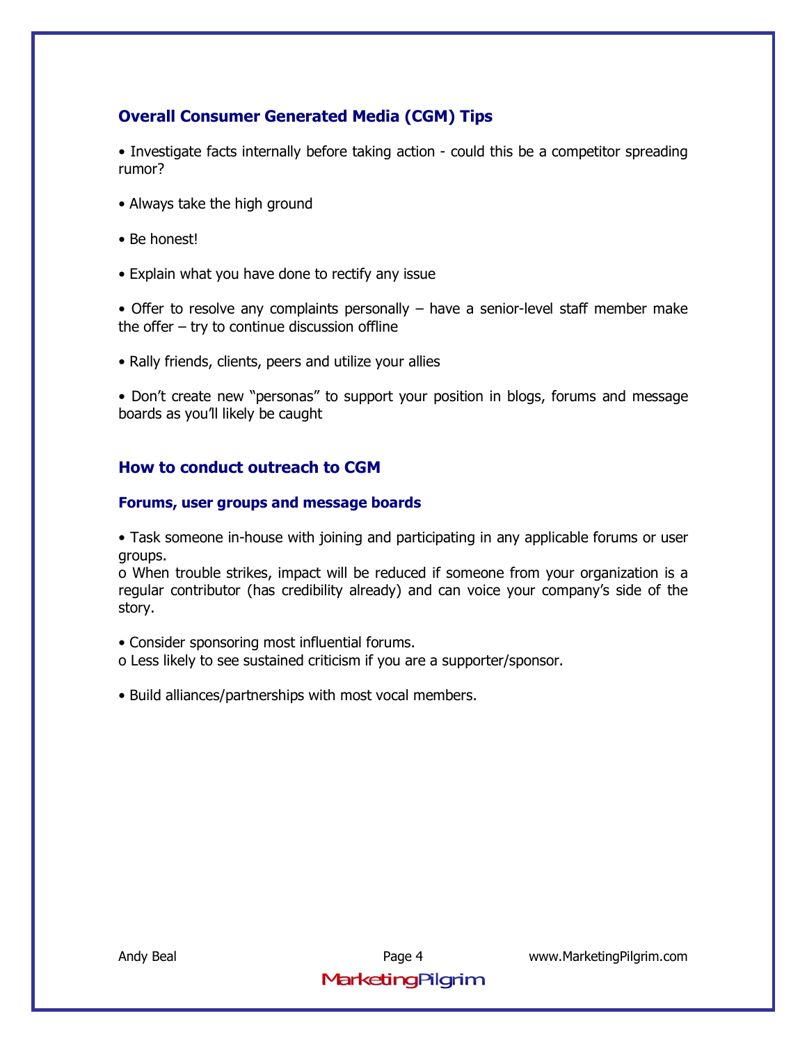## Overall Consumer Generated Media (CGM) Tips

- Investigate facts internally before taking action - could this be a competitor spreading rumor?
- Always take the high ground
- Be honest!
- Explain what you have done to rectify any issue
- Offer to resolve any complaints personally – have a senior-level staff member make the offer – try to continue discussion offline
- Rally friends, clients, peers and utilize your allies
- Don't create new "personas" to support your position in blogs, forums and message boards as you'll likely be caught

## How to conduct outreach to CGM

### Forums, user groups and message boards

- Task someone in-house with joining and participating in any applicable forums or user groups.
  - When trouble strikes, impact will be reduced if someone from your organization is a regular contributor (has credibility already) and can voice your company's side of the story.
- Consider sponsoring most influential forums.
  - Less likely to see sustained criticism if you are a supporter/sponsor.
- Build alliances/partnerships with most vocal members.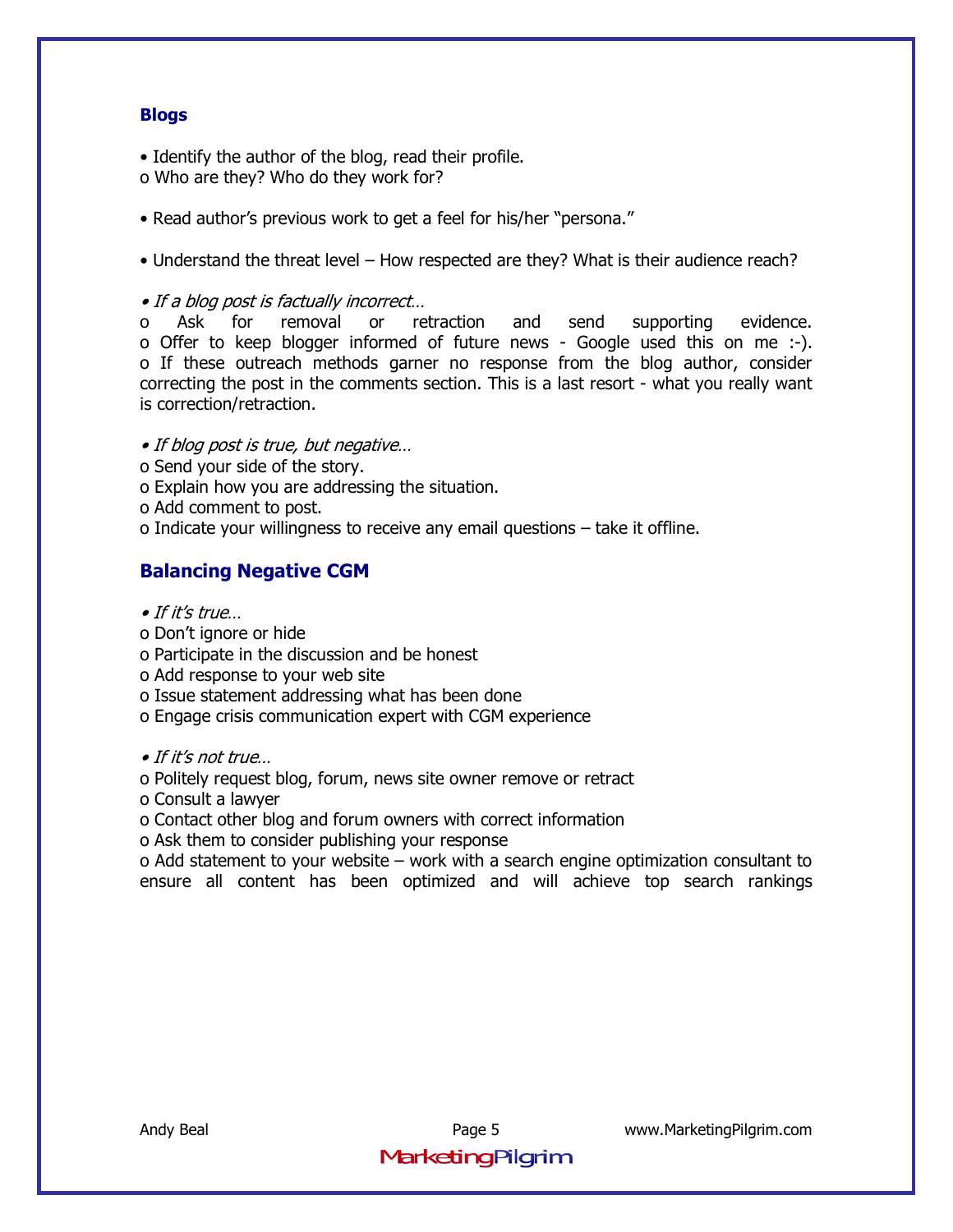## Blogs

- Identify the author of the blog, read their profile.
  - Who are they? Who do they work for?

- Read author's previous work to get a feel for his/her "persona."

- Understand the threat level – How respected are they? What is their audience reach?

- *If a blog post is factually incorrect…*
  - Ask for removal or retraction and send supporting evidence.
  - Offer to keep blogger informed of future news - Google used this on me :-).
  - If these outreach methods garner no response from the blog author, consider correcting the post in the comments section. This is a last resort - what you really want is correction/retraction.

- *If blog post is true, but negative…*
  - Send your side of the story.
  - Explain how you are addressing the situation.
  - Add comment to post.
  - Indicate your willingness to receive any email questions – take it offline.

## Balancing Negative CGM

- *If it's true…*
  - Don't ignore or hide
  - Participate in the discussion and be honest
  - Add response to your web site
  - Issue statement addressing what has been done
  - Engage crisis communication expert with CGM experience

- *If it's not true…*
  - Politely request blog, forum, news site owner remove or retract
  - Consult a lawyer
  - Contact other blog and forum owners with correct information
  - Ask them to consider publishing your response
  - Add statement to your website – work with a search engine optimization consultant to ensure all content has been optimized and will achieve top search rankings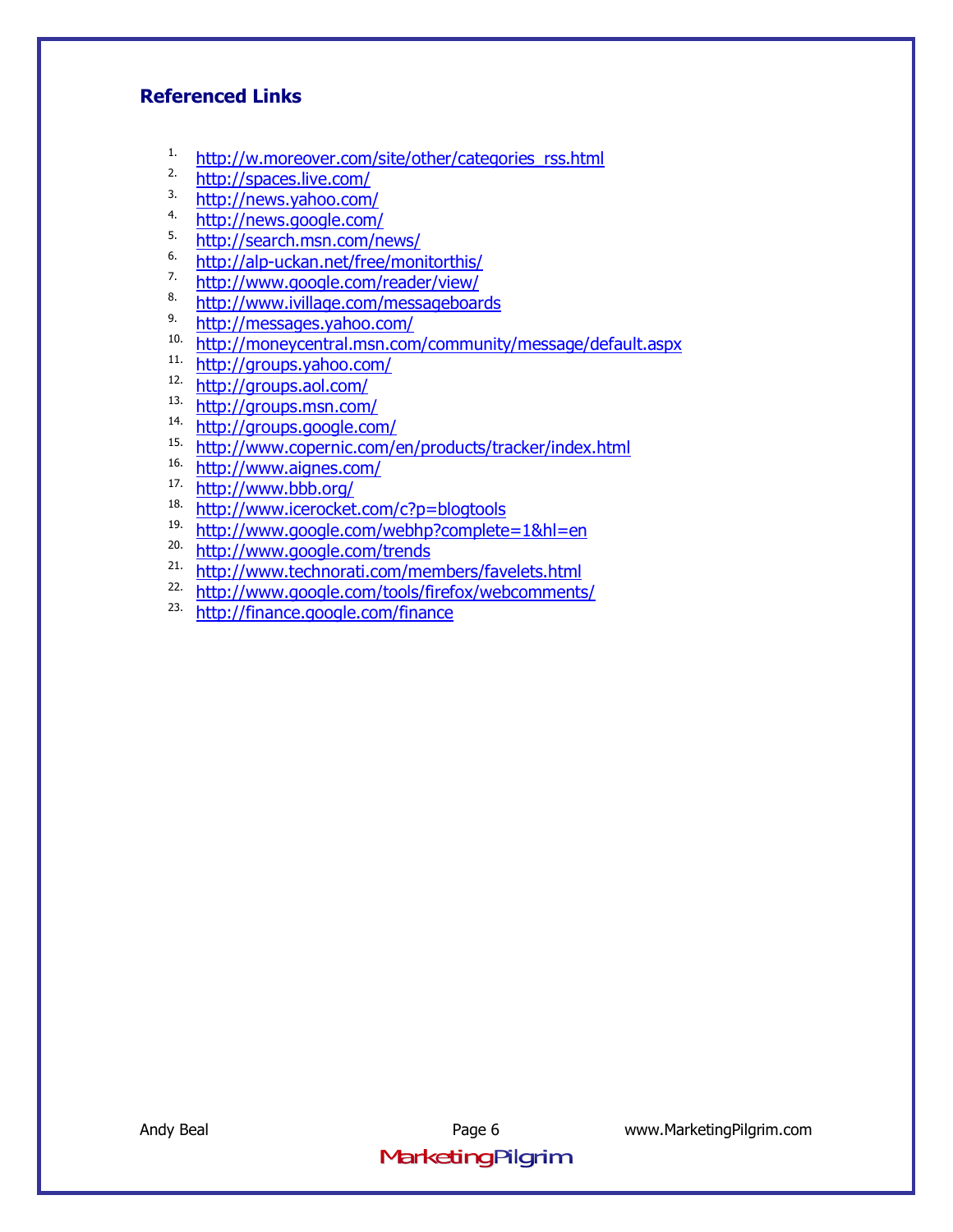## Referenced Links

1. http://w.moreover.com/site/other/categories_rss.html
2. http://spaces.live.com/
3. http://news.yahoo.com/
4. http://news.google.com/
5. http://search.msn.com/news/
6. http://alp-uckan.net/free/monitorthis/
7. http://www.google.com/reader/view/
8. http://www.ivillage.com/messageboards
9. http://messages.yahoo.com/
10. http://moneycentral.msn.com/community/message/default.aspx
11. http://groups.yahoo.com/
12. http://groups.aol.com/
13. http://groups.msn.com/
14. http://groups.google.com/
15. http://www.copernic.com/en/products/tracker/index.html
16. http://www.aignes.com/
17. http://www.bbb.org/
18. http://www.icerocket.com/c?p=blogtools
19. http://www.google.com/webhp?complete=1&hl=en
20. http://www.google.com/trends
21. http://www.technorati.com/members/favelets.html
22. http://www.google.com/tools/firefox/webcomments/
23. http://finance.google.com/finance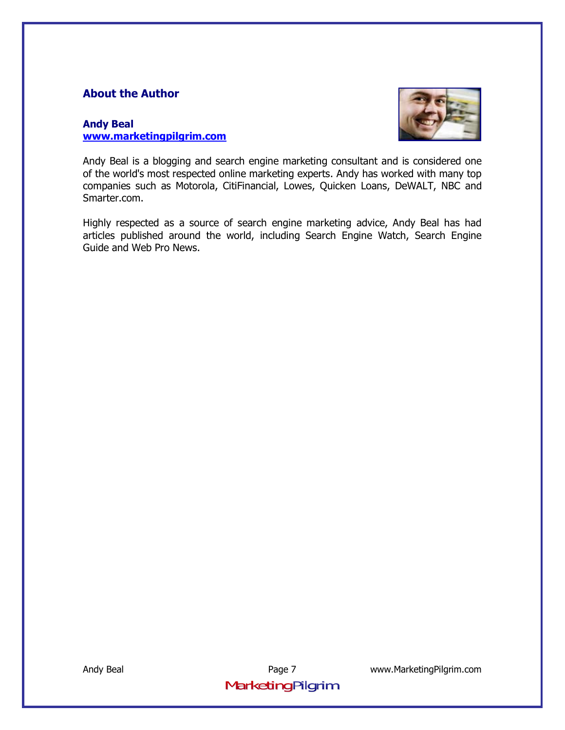## About the Author

**Andy Beal**
**www.marketingpilgrim.com**

Andy Beal is a blogging and search engine marketing consultant and is considered one of the world's most respected online marketing experts. Andy has worked with many top companies such as Motorola, CitiFinancial, Lowes, Quicken Loans, DeWALT, NBC and Smarter.com.

Highly respected as a source of search engine marketing advice, Andy Beal has had articles published around the world, including Search Engine Watch, Search Engine Guide and Web Pro News.